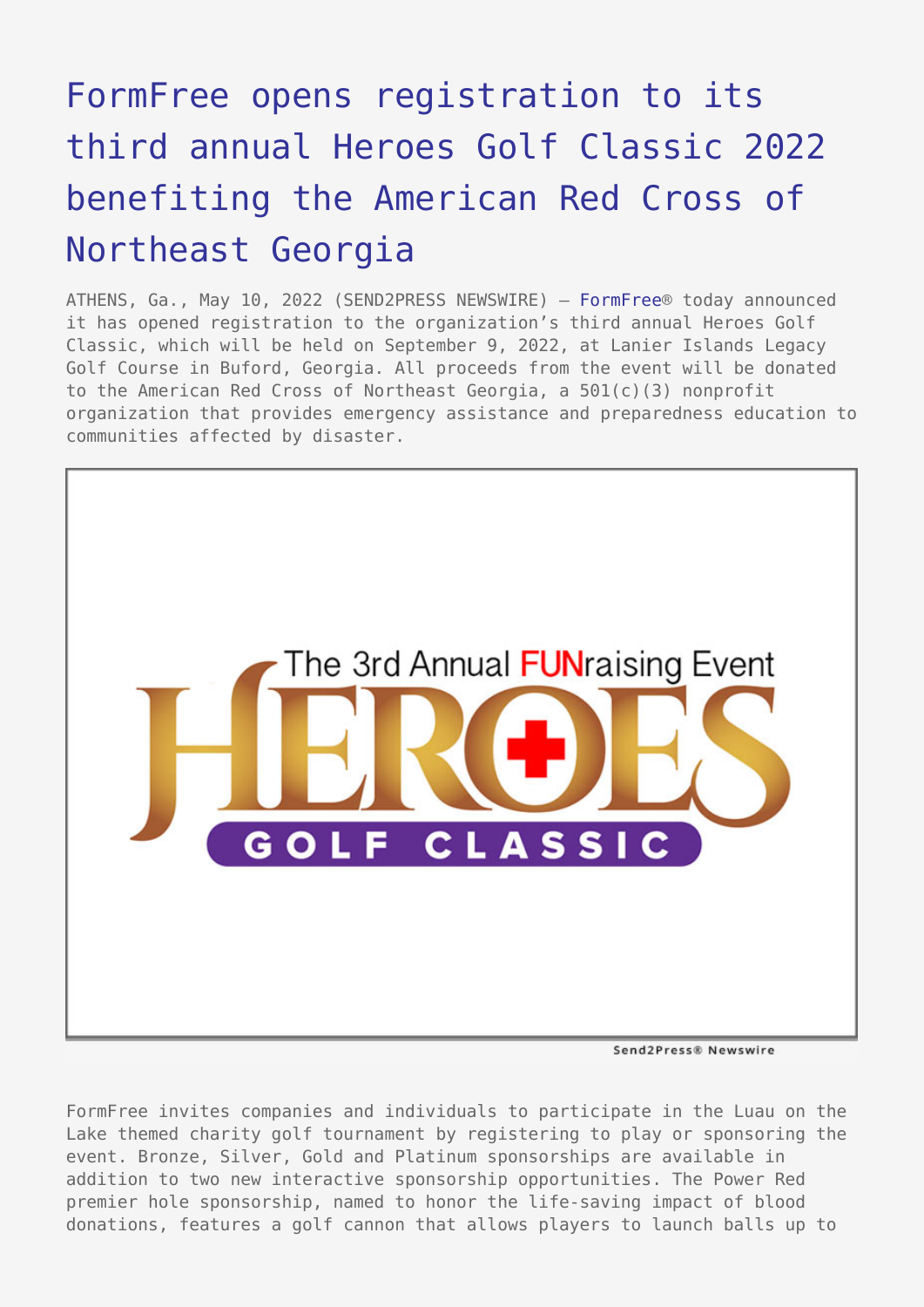# FormFree opens registration to its third annual Heroes Golf Classic 2022 benefiting the American Red Cross of Northeast Georgia

ATHENS, Ga., May 10, 2022 (SEND2PRESS NEWSWIRE) — FormFree® today announced it has opened registration to the organization's third annual Heroes Golf Classic, which will be held on September 9, 2022, at Lanier Islands Legacy Golf Course in Buford, Georgia. All proceeds from the event will be donated to the American Red Cross of Northeast Georgia, a 501(c)(3) nonprofit organization that provides emergency assistance and preparedness education to communities affected by disaster.

FormFree invites companies and individuals to participate in the Luau on the Lake themed charity golf tournament by registering to play or sponsoring the event. Bronze, Silver, Gold and Platinum sponsorships are available in addition to two new interactive sponsorship opportunities. The Power Red premier hole sponsorship, named to honor the life-saving impact of blood donations, features a golf cannon that allows players to launch balls up to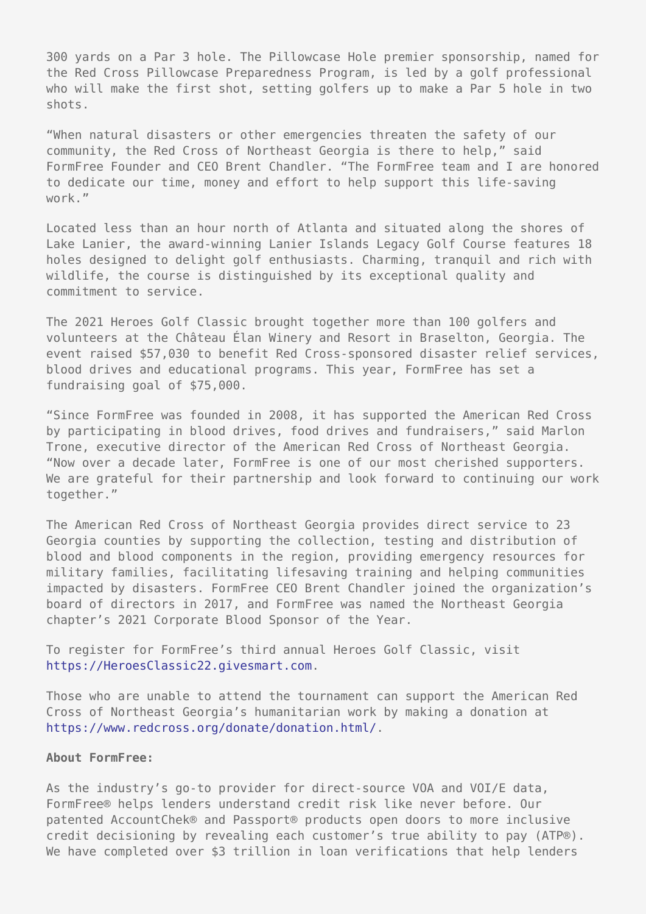300 yards on a Par 3 hole. The Pillowcase Hole premier sponsorship, named for the Red Cross Pillowcase Preparedness Program, is led by a golf professional who will make the first shot, setting golfers up to make a Par 5 hole in two shots.

"When natural disasters or other emergencies threaten the safety of our community, the Red Cross of Northeast Georgia is there to help," said FormFree Founder and CEO Brent Chandler. "The FormFree team and I are honored to dedicate our time, money and effort to help support this life-saving work."

Located less than an hour north of Atlanta and situated along the shores of Lake Lanier, the award-winning Lanier Islands Legacy Golf Course features 18 holes designed to delight golf enthusiasts. Charming, tranquil and rich with wildlife, the course is distinguished by its exceptional quality and commitment to service.

The 2021 Heroes Golf Classic brought together more than 100 golfers and volunteers at the Château Élan Winery and Resort in Braselton, Georgia. The event raised $57,030 to benefit Red Cross-sponsored disaster relief services, blood drives and educational programs. This year, FormFree has set a fundraising goal of $75,000.

"Since FormFree was founded in 2008, it has supported the American Red Cross by participating in blood drives, food drives and fundraisers," said Marlon Trone, executive director of the American Red Cross of Northeast Georgia. "Now over a decade later, FormFree is one of our most cherished supporters. We are grateful for their partnership and look forward to continuing our work together."

The American Red Cross of Northeast Georgia provides direct service to 23 Georgia counties by supporting the collection, testing and distribution of blood and blood components in the region, providing emergency resources for military families, facilitating lifesaving training and helping communities impacted by disasters. FormFree CEO Brent Chandler joined the organization's board of directors in 2017, and FormFree was named the Northeast Georgia chapter's 2021 Corporate Blood Sponsor of the Year.

To register for FormFree's third annual Heroes Golf Classic, visit https://HeroesClassic22.givesmart.com.

Those who are unable to attend the tournament can support the American Red Cross of Northeast Georgia's humanitarian work by making a donation at https://www.redcross.org/donate/donation.html/.

**About FormFree:**

As the industry's go-to provider for direct-source VOA and VOI/E data, FormFree® helps lenders understand credit risk like never before. Our patented AccountChek® and Passport® products open doors to more inclusive credit decisioning by revealing each customer's true ability to pay (ATP®). We have completed over $3 trillion in loan verifications that help lenders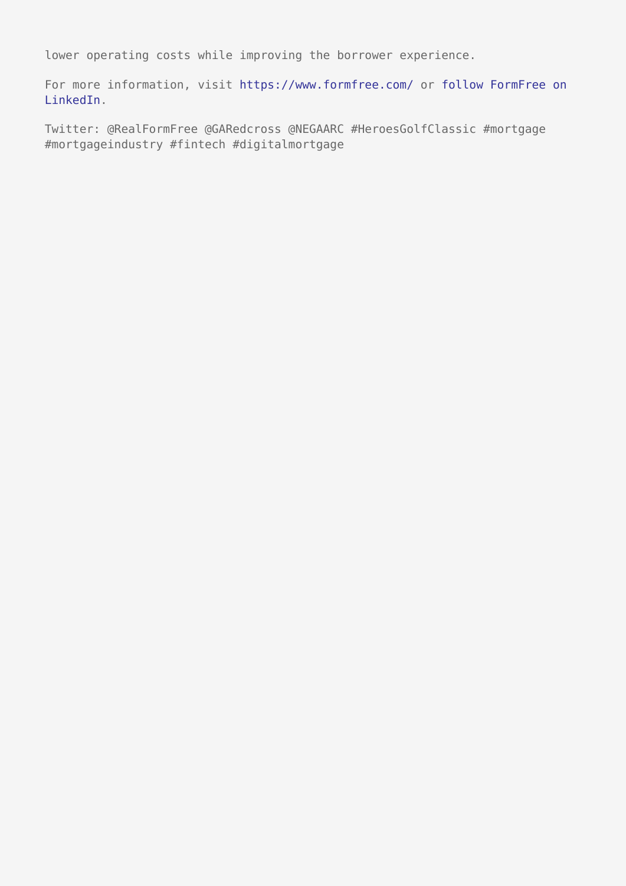lower operating costs while improving the borrower experience.

For more information, visit [https://www.formfree.com/](https://www.formfree.com/) or follow FormFree on LinkedIn.

Twitter: @RealFormFree @GARedcross @NEGAARC #HeroesGolfClassic #mortgage #mortgageindustry #fintech #digitalmortgage